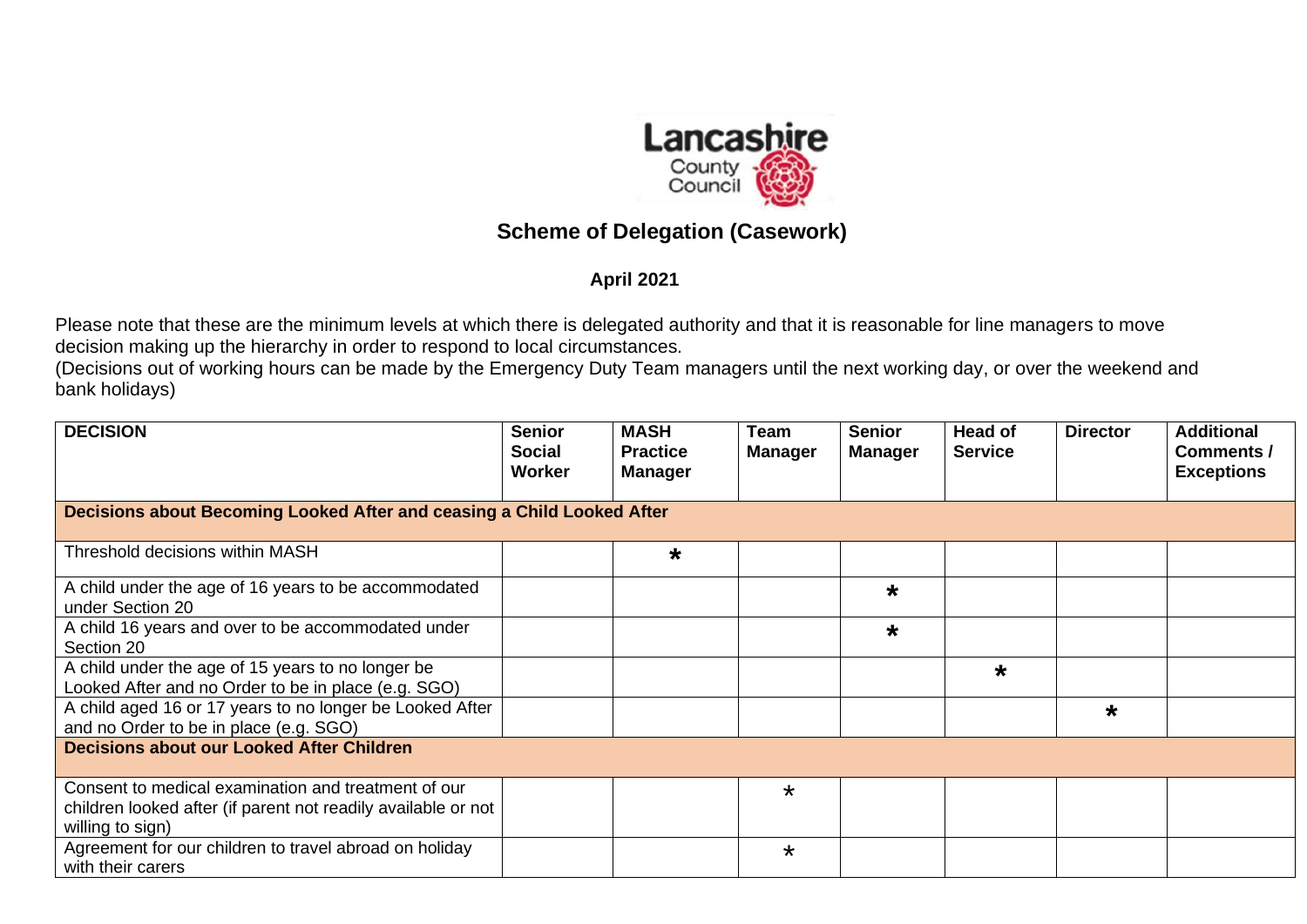# Scheme of Delegation (Casework)

**April 2021**

Please note that these are the minimum levels at which there is delegated authority and that it is reasonable for line managers to move decision making up the hierarchy in order to respond to local circumstances.
(Decisions out of working hours can be made by the Emergency Duty Team managers until the next working day, or over the weekend and bank holidays)

| DECISION | Senior Social Worker | MASH Practice Manager | Team Manager | Senior Manager | Head of Service | Director | Additional Comments / Exceptions |
|---|---|---|---|---|---|---|---|
| **Decisions about Becoming Looked After and ceasing a Child Looked After** | | | | | | | |
| Threshold decisions within MASH | | * | | | | | |
| A child under the age of 16 years to be accommodated under Section 20 | | | | * | | | |
| A child 16 years and over to be accommodated under Section 20 | | | | * | | | |
| A child under the age of 15 years to no longer be Looked After and no Order to be in place (e.g. SGO) | | | | | * | | |
| A child aged 16 or 17 years to no longer be Looked After and no Order to be in place (e.g. SGO) | | | | | | * | |
| **Decisions about our Looked After Children** | | | | | | | |
| Consent to medical examination and treatment of our children looked after (if parent not readily available or not willing to sign) | | | * | | | | |
| Agreement for our children to travel abroad on holiday with their carers | | | * | | | | |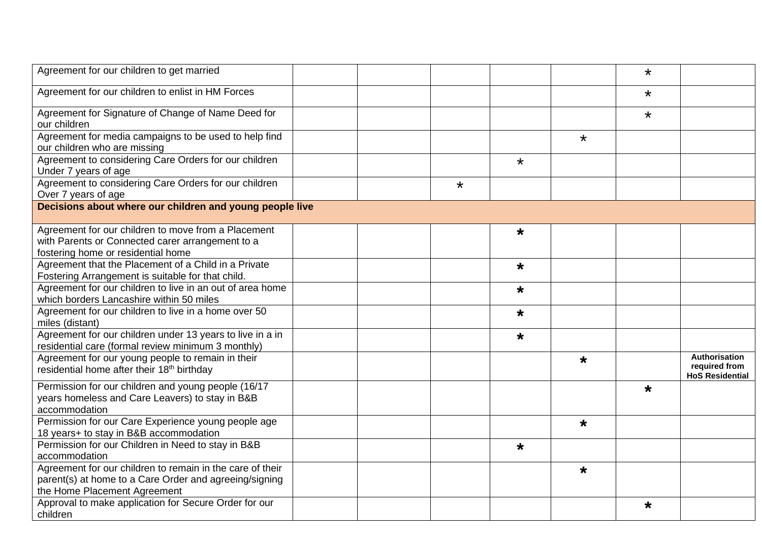| | | | | | | | |
|---|---|---|---|---|---|---|---|
| Agreement for our children to get married | | | | | | * | |
| Agreement for our children to enlist in HM Forces | | | | | | * | |
| Agreement for Signature of Change of Name Deed for our children | | | | | | * | |
| Agreement for media campaigns to be used to help find our children who are missing | | | | | * | | |
| Agreement to considering Care Orders for our children Under 7 years of age | | | | * | | | |
| Agreement to considering Care Orders for our children Over 7 years of age | | | * | | | | |
| **Decisions about where our children and young people live** | | | | | | | |
| Agreement for our children to move from a Placement with Parents or Connected carer arrangement to a fostering home or residential home | | | | * | | | |
| Agreement that the Placement of a Child in a Private Fostering Arrangement is suitable for that child. | | | | * | | | |
| Agreement for our children to live in an out of area home which borders Lancashire within 50 miles | | | | * | | | |
| Agreement for our children to live in a home over 50 miles (distant) | | | | * | | | |
| Agreement for our children under 13 years to live in a in residential care (formal review minimum 3 monthly) | | | | * | | | |
| Agreement for our young people to remain in their residential home after their 18th birthday | | | | | * | | **Authorisation required from HoS Residential** |
| Permission for our children and young people (16/17 years homeless and Care Leavers) to stay in B&B accommodation | | | | | | * | |
| Permission for our Care Experience young people age 18 years+ to stay in B&B accommodation | | | | | * | | |
| Permission for our Children in Need to stay in B&B accommodation | | | | * | | | |
| Agreement for our children to remain in the care of their parent(s) at home to a Care Order and agreeing/signing the Home Placement Agreement | | | | | * | | |
| Approval to make application for Secure Order for our children | | | | | | * | |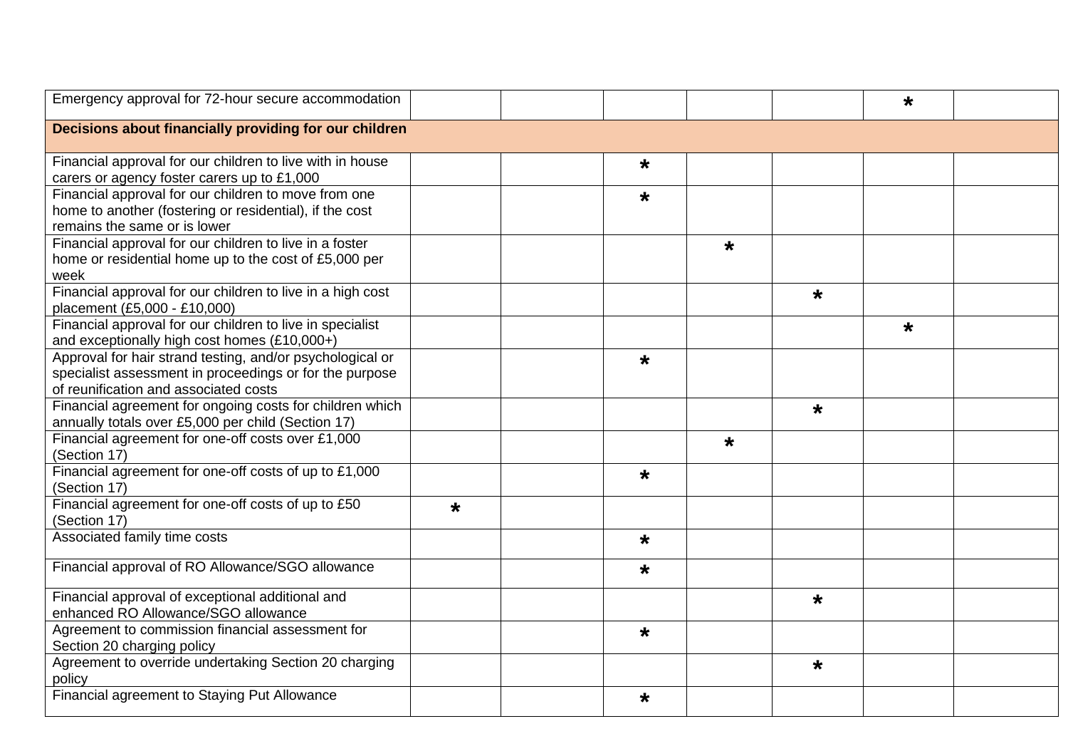| | | | | | | | |
|---|---|---|---|---|---|---|---|
| Emergency approval for 72-hour secure accommodation | | | | | | * | |
| **Decisions about financially providing for our children** | | | | | | | |
| Financial approval for our children to live with in house carers or agency foster carers up to £1,000 | | | * | | | | |
| Financial approval for our children to move from one home to another (fostering or residential), if the cost remains the same or is lower | | | * | | | | |
| Financial approval for our children to live in a foster home or residential home up to the cost of £5,000 per week | | | | * | | | |
| Financial approval for our children to live in a high cost placement (£5,000 - £10,000) | | | | | * | | |
| Financial approval for our children to live in specialist and exceptionally high cost homes (£10,000+) | | | | | | * | |
| Approval for hair strand testing, and/or psychological or specialist assessment in proceedings or for the purpose of reunification and associated costs | | | * | | | | |
| Financial agreement for ongoing costs for children which annually totals over £5,000 per child (Section 17) | | | | | * | | |
| Financial agreement for one-off costs over £1,000 (Section 17) | | | | * | | | |
| Financial agreement for one-off costs of up to £1,000 (Section 17) | | | * | | | | |
| Financial agreement for one-off costs of up to £50 (Section 17) | * | | | | | | |
| Associated family time costs | | | * | | | | |
| Financial approval of RO Allowance/SGO allowance | | | * | | | | |
| Financial approval of exceptional additional and enhanced RO Allowance/SGO allowance | | | | | * | | |
| Agreement to commission financial assessment for Section 20 charging policy | | | * | | | | |
| Agreement to override undertaking Section 20 charging policy | | | | | * | | |
| Financial agreement to Staying Put Allowance | | | * | | | | |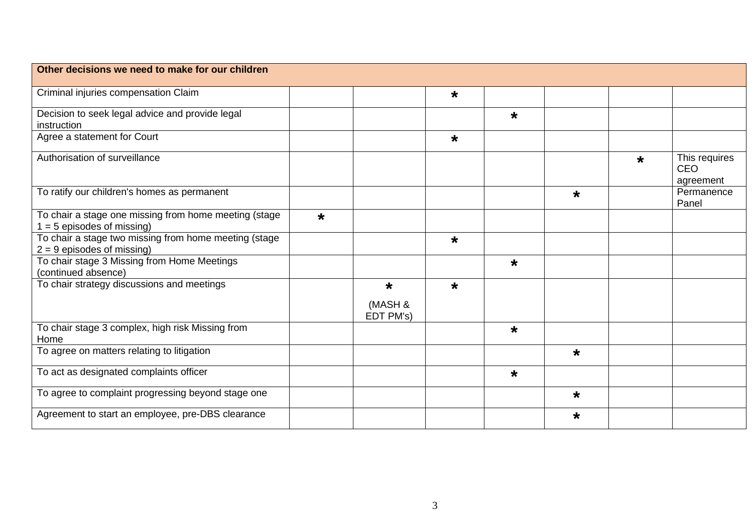| Other decisions we need to make for our children | | | | | | | |
|---|---|---|---|---|---|---|---|
| Criminal injuries compensation Claim | | | * | | | | |
| Decision to seek legal advice and provide legal instruction | | | | * | | | |
| Agree a statement for Court | | | * | | | | |
| Authorisation of surveillance | | | | | | * | This requires CEO agreement |
| To ratify our children's homes as permanent | | | | | * | | Permanence Panel |
| To chair a stage one missing from home meeting (stage 1 = 5 episodes of missing) | * | | | | | | |
| To chair a stage two missing from home meeting (stage 2 = 9 episodes of missing) | | | * | | | | |
| To chair stage 3 Missing from Home Meetings (continued absence) | | | | * | | | |
| To chair strategy discussions and meetings | | * (MASH & EDT PM's) | * | | | | |
| To chair stage 3 complex, high risk Missing from Home | | | | * | | | |
| To agree on matters relating to litigation | | | | | * | | |
| To act as designated complaints officer | | | | * | | | |
| To agree to complaint progressing beyond stage one | | | | | * | | |
| Agreement to start an employee, pre-DBS clearance | | | | | * | | |